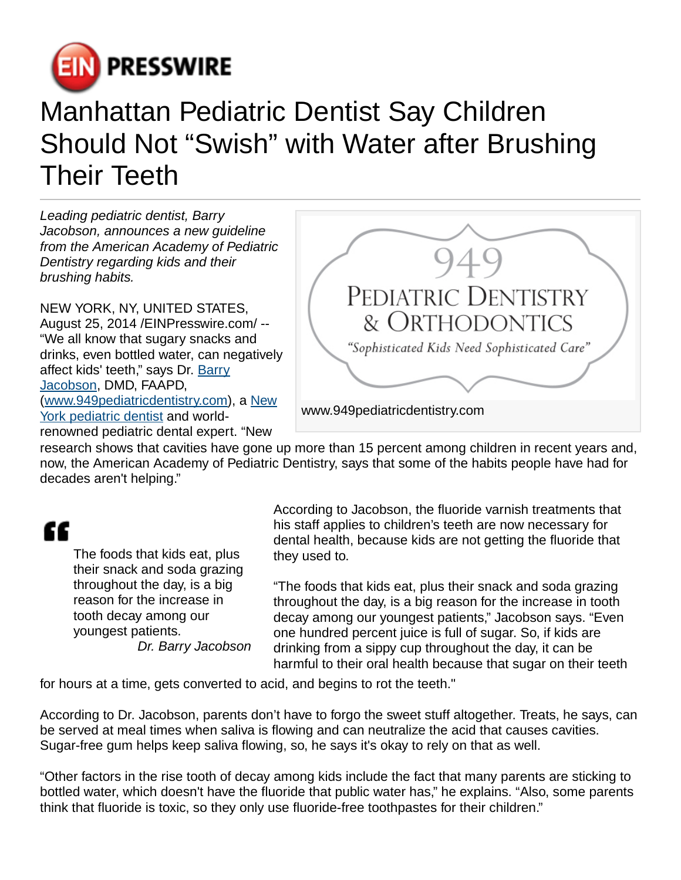# Manhattan Pediatric Dentist Say Children Should Not "Swish" with Water after Brushing Their Teeth

*Leading pediatric dentist, Barry Jacobson, announces a new guideline from the American Academy of Pediatric Dentistry regarding kids and their brushing habits.*

949 PEDIATRIC DENTISTRY & ORTHODONTICS

"Sophisticated Kids Need Sophisticated Care"

www.949pediatricdentistry.com

NEW YORK, NY, UNITED STATES, August 25, 2014 /EINPresswire.com/ -- "We all know that sugary snacks and drinks, even bottled water, can negatively affect kids' teeth," says Dr. [Barry Jacobson](), DMD, FAAPD, ([www.949pediatricdentistry.com]()), a [New York pediatric dentist]() and world-renowned pediatric dental expert. "New research shows that cavities have gone up more than 15 percent among children in recent years and, now, the American Academy of Pediatric Dentistry, says that some of the habits people have had for decades aren't helping."

> The foods that kids eat, plus their snack and soda grazing throughout the day, is a big reason for the increase in tooth decay among our youngest patients.
>
> *Dr. Barry Jacobson*

According to Jacobson, the fluoride varnish treatments that his staff applies to children's teeth are now necessary for dental health, because kids are not getting the fluoride that they used to.

"The foods that kids eat, plus their snack and soda grazing throughout the day, is a big reason for the increase in tooth decay among our youngest patients," Jacobson says. "Even one hundred percent juice is full of sugar. So, if kids are drinking from a sippy cup throughout the day, it can be harmful to their oral health because that sugar on their teeth for hours at a time, gets converted to acid, and begins to rot the teeth."

According to Dr. Jacobson, parents don't have to forgo the sweet stuff altogether. Treats, he says, can be served at meal times when saliva is flowing and can neutralize the acid that causes cavities. Sugar-free gum helps keep saliva flowing, so, he says it's okay to rely on that as well.

"Other factors in the rise tooth of decay among kids include the fact that many parents are sticking to bottled water, which doesn't have the fluoride that public water has," he explains. "Also, some parents think that fluoride is toxic, so they only use fluoride-free toothpastes for their children."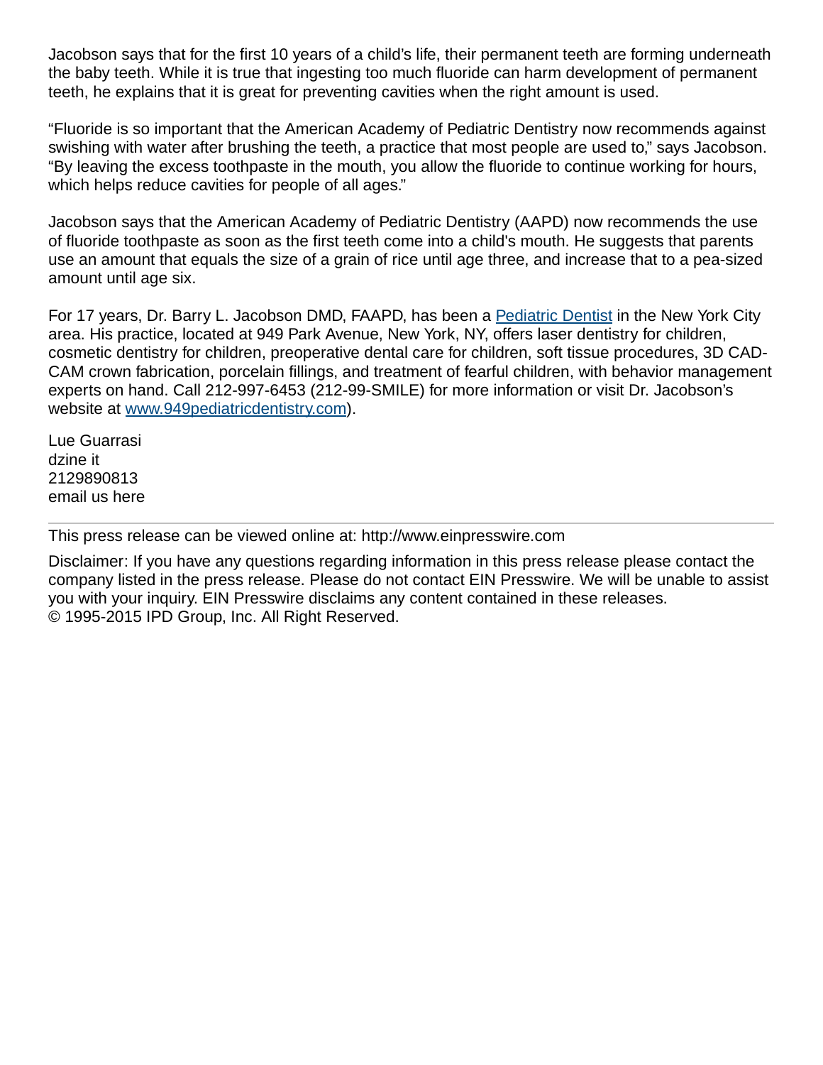Jacobson says that for the first 10 years of a child's life, their permanent teeth are forming underneath the baby teeth. While it is true that ingesting too much fluoride can harm development of permanent teeth, he explains that it is great for preventing cavities when the right amount is used.

"Fluoride is so important that the American Academy of Pediatric Dentistry now recommends against swishing with water after brushing the teeth, a practice that most people are used to," says Jacobson. "By leaving the excess toothpaste in the mouth, you allow the fluoride to continue working for hours, which helps reduce cavities for people of all ages."

Jacobson says that the American Academy of Pediatric Dentistry (AAPD) now recommends the use of fluoride toothpaste as soon as the first teeth come into a child's mouth. He suggests that parents use an amount that equals the size of a grain of rice until age three, and increase that to a pea-sized amount until age six.

For 17 years, Dr. Barry L. Jacobson DMD, FAAPD, has been a [Pediatric Dentist](#) in the New York City area. His practice, located at 949 Park Avenue, New York, NY, offers laser dentistry for children, cosmetic dentistry for children, preoperative dental care for children, soft tissue procedures, 3D CAD-CAM crown fabrication, porcelain fillings, and treatment of fearful children, with behavior management experts on hand. Call 212-997-6453 (212-99-SMILE) for more information or visit Dr. Jacobson's website at [www.949pediatricdentistry.com](http://www.949pediatricdentistry.com)).

Lue Guarrasi
dzine it
2129890813
email us here

---

This press release can be viewed online at: http://www.einpresswire.com

Disclaimer: If you have any questions regarding information in this press release please contact the company listed in the press release. Please do not contact EIN Presswire. We will be unable to assist you with your inquiry. EIN Presswire disclaims any content contained in these releases.
© 1995-2015 IPD Group, Inc. All Right Reserved.